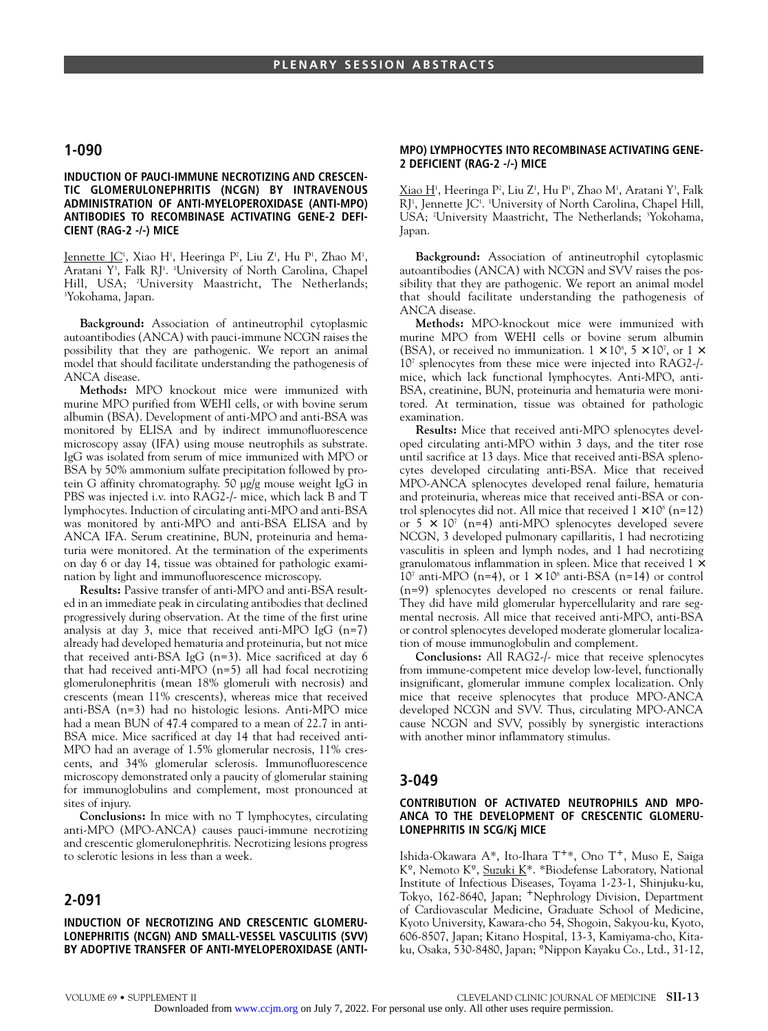## 1-090

### INDUCTION OF PAUCI-IMMUNE NECROTIZING AND CRESCENTIC GLOMERULONEPHRITIS (NCGN) BY INTRAVENOUS ADMINISTRATION OF ANTI-MYELOPEROXIDASE (ANTI-MPO) ANTIBODIES TO RECOMBINASE ACTIVATING GENE-2 DEFICIENT (RAG-2 -/-) MICE

Jennette JC[1], Xiao H[1], Heeringa P[2], Liu Z[1], Hu P[1], Zhao M[1], Aratani Y[3], Falk RJ[1]. [1]University of North Carolina, Chapel Hill, USA; [2]University Maastricht, The Netherlands; [3]Yokohama, Japan.

**Background:** Association of antineutrophil cytoplasmic autoantibodies (ANCA) with pauci-immune NCGN raises the possibility that they are pathogenic. We report an animal model that should facilitate understanding the pathogenesis of ANCA disease.

**Methods:** MPO knockout mice were immunized with murine MPO purified from WEHI cells, or with bovine serum albumin (BSA). Development of anti-MPO and anti-BSA was monitored by ELISA and by indirect immunofluorescence microscopy assay (IFA) using mouse neutrophils as substrate. IgG was isolated from serum of mice immunized with MPO or BSA by 50% ammonium sulfate precipitation followed by protein G affinity chromatography. 50 µg/g mouse weight IgG in PBS was injected i.v. into RAG2-/- mice, which lack B and T lymphocytes. Induction of circulating anti-MPO and anti-BSA was monitored by anti-MPO and anti-BSA ELISA and by ANCA IFA. Serum creatinine, BUN, proteinuria and hematuria were monitored. At the termination of the experiments on day 6 or day 14, tissue was obtained for pathologic examination by light and immunofluorescence microscopy.

**Results:** Passive transfer of anti-MPO and anti-BSA resulted in an immediate peak in circulating antibodies that declined progressively during observation. At the time of the first urine analysis at day 3, mice that received anti-MPO IgG (n=7) already had developed hematuria and proteinuria, but not mice that received anti-BSA IgG (n=3). Mice sacrificed at day 6 that had received anti-MPO (n=5) all had focal necrotizing glomerulonephritis (mean 18% glomeruli with necrosis) and crescents (mean 11% crescents), whereas mice that received anti-BSA (n=3) had no histologic lesions. Anti-MPO mice had a mean BUN of 47.4 compared to a mean of 22.7 in anti-BSA mice. Mice sacrificed at day 14 that had received anti-MPO had an average of 1.5% glomerular necrosis, 11% crescents, and 34% glomerular sclerosis. Immunofluorescence microscopy demonstrated only a paucity of glomerular staining for immunoglobulins and complement, most pronounced at sites of injury.

**Conclusions:** In mice with no T lymphocytes, circulating anti-MPO (MPO-ANCA) causes pauci-immune necrotizing and crescentic glomerulonephritis. Necrotizing lesions progress to sclerotic lesions in less than a week.

## 2-091

### INDUCTION OF NECROTIZING AND CRESCENTIC GLOMERULONEPHRITIS (NCGN) AND SMALL-VESSEL VASCULITIS (SVV) BY ADOPTIVE TRANSFER OF ANTI-MYELOPEROXIDASE (ANTI-MPO) LYMPHOCYTES INTO RECOMBINASE ACTIVATING GENE-2 DEFICIENT (RAG-2 -/-) MICE

Xiao H[1], Heeringa P[2], Liu Z[1], Hu P[1], Zhao M[1], Aratani Y[3], Falk RJ[1], Jennette JC[1]. [1]University of North Carolina, Chapel Hill, USA; [2]University Maastricht, The Netherlands; [3]Yokohama, Japan.

**Background:** Association of antineutrophil cytoplasmic autoantibodies (ANCA) with NCGN and SVV raises the possibility that they are pathogenic. We report an animal model that should facilitate understanding the pathogenesis of ANCA disease.

**Methods:** MPO-knockout mice were immunized with murine MPO from WEHI cells or bovine serum albumin (BSA), or received no immunization. $1 \times 10^8$, $5 \times 10^7$, or $1 \times 10^7$ splenocytes from these mice were injected into RAG2-/- mice, which lack functional lymphocytes. Anti-MPO, anti-BSA, creatinine, BUN, proteinuria and hematuria were monitored. At termination, tissue was obtained for pathologic examination.

**Results:** Mice that received anti-MPO splenocytes developed circulating anti-MPO within 3 days, and the titer rose until sacrifice at 13 days. Mice that received anti-BSA splenocytes developed circulating anti-BSA. Mice that received MPO-ANCA splenocytes developed renal failure, hematuria and proteinuria, whereas mice that received anti-BSA or control splenocytes did not. All mice that received $1 \times 10^8$ (n=12) or $5 \times 10^7$ (n=4) anti-MPO splenocytes developed severe NCGN, 3 developed pulmonary capillaritis, 1 had necrotizing vasculitis in spleen and lymph nodes, and 1 had necrotizing granulomatous inflammation in spleen. Mice that received $1 \times 10^7$ anti-MPO (n=4), or $1 \times 10^8$ anti-BSA (n=14) or control (n=9) splenocytes developed no crescents or renal failure. They did have mild glomerular hypercellularity and rare segmental necrosis. All mice that received anti-MPO, anti-BSA or control splenocytes developed moderate glomerular localization of mouse immunoglobulin and complement.

**Conclusions:** All RAG2-/- mice that receive splenocytes from immune-competent mice develop low-level, functionally insignificant, glomerular immune complex localization. Only mice that receive splenocytes that produce MPO-ANCA developed NCGN and SVV. Thus, circulating MPO-ANCA cause NCGN and SVV, possibly by synergistic interactions with another minor inflammatory stimulus.

## 3-049

### CONTRIBUTION OF ACTIVATED NEUTROPHILS AND MPO-ANCA TO THE DEVELOPMENT OF CRESCENTIC GLOMERULONEPHRITIS IN SCG/Kj MICE

Ishida-Okawara A*, Ito-Ihara T[+]*, Ono T[+], Muso E, Saiga K[º], Nemoto K[º], Suzuki K*. *Biodefense Laboratory, National Institute of Infectious Diseases, Toyama 1-23-1, Shinjuku-ku, Tokyo, 162-8640, Japan; [+]Nephrology Division, Department of Cardiovascular Medicine, Graduate School of Medicine, Kyoto University, Kawara-cho 54, Shogoin, Sakyou-ku, Kyoto, 606-8507, Japan; Kitano Hospital, 13-3, Kamiyama-cho, Kita-ku, Osaka, 530-8480, Japan; [º]Nippon Kayaku Co., Ltd., 31-12,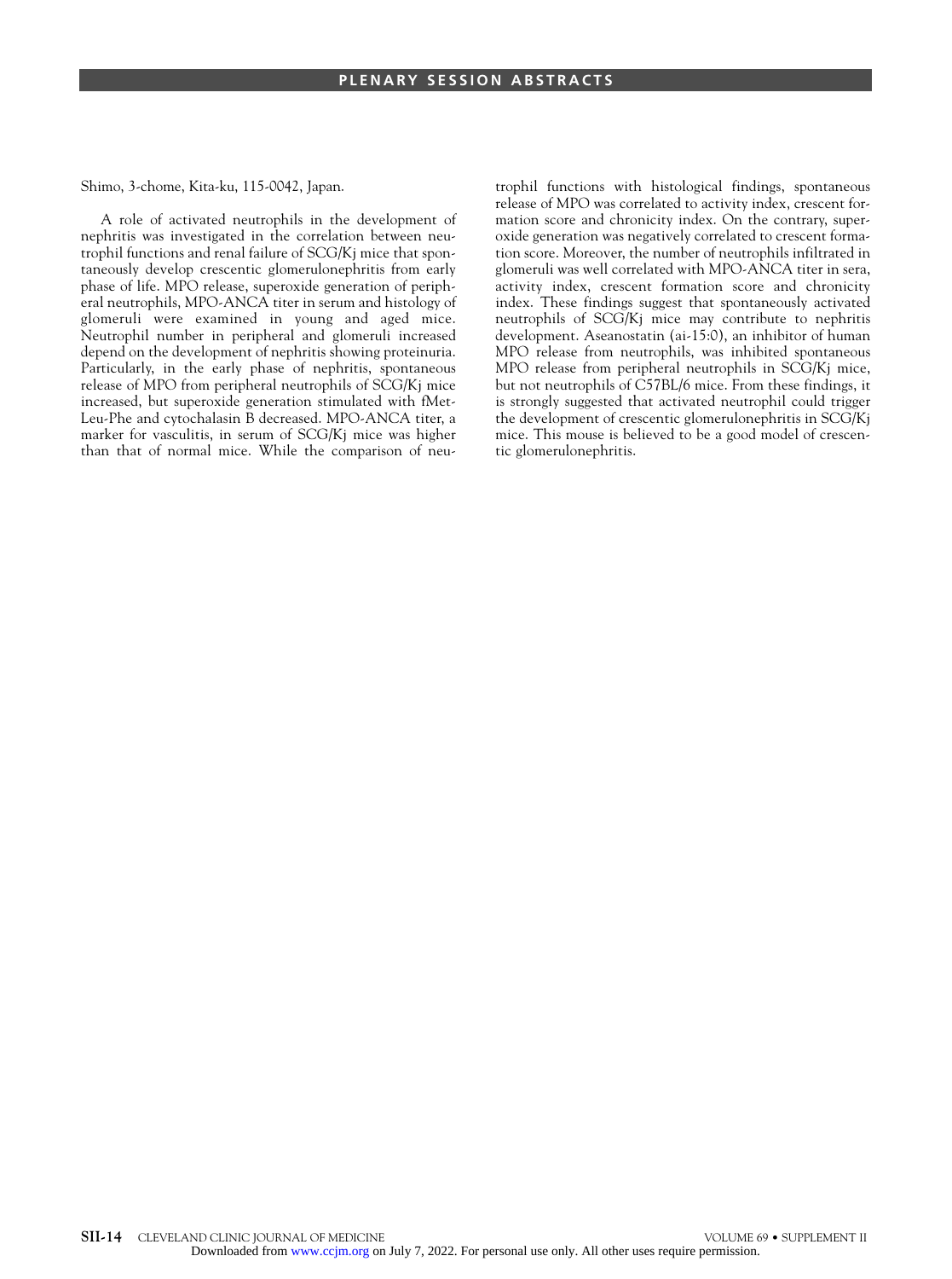Shimo, 3-chome, Kita-ku, 115-0042, Japan.

A role of activated neutrophils in the development of nephritis was investigated in the correlation between neutrophil functions and renal failure of SCG/Kj mice that spontaneously develop crescentic glomerulonephritis from early phase of life. MPO release, superoxide generation of peripheral neutrophils, MPO-ANCA titer in serum and histology of glomeruli were examined in young and aged mice. Neutrophil number in peripheral and glomeruli increased depend on the development of nephritis showing proteinuria. Particularly, in the early phase of nephritis, spontaneous release of MPO from peripheral neutrophils of SCG/Kj mice increased, but superoxide generation stimulated with fMet-Leu-Phe and cytochalasin B decreased. MPO-ANCA titer, a marker for vasculitis, in serum of SCG/Kj mice was higher than that of normal mice. While the comparison of neutrophil functions with histological findings, spontaneous release of MPO was correlated to activity index, crescent formation score and chronicity index. On the contrary, superoxide generation was negatively correlated to crescent formation score. Moreover, the number of neutrophils infiltrated in glomeruli was well correlated with MPO-ANCA titer in sera, activity index, crescent formation score and chronicity index. These findings suggest that spontaneously activated neutrophils of SCG/Kj mice may contribute to nephritis development. Aseanostatin (ai-15:0), an inhibitor of human MPO release from neutrophils, was inhibited spontaneous MPO release from peripheral neutrophils in SCG/Kj mice, but not neutrophils of C57BL/6 mice. From these findings, it is strongly suggested that activated neutrophil could trigger the development of crescentic glomerulonephritis in SCG/Kj mice. This mouse is believed to be a good model of crescentic glomerulonephritis.